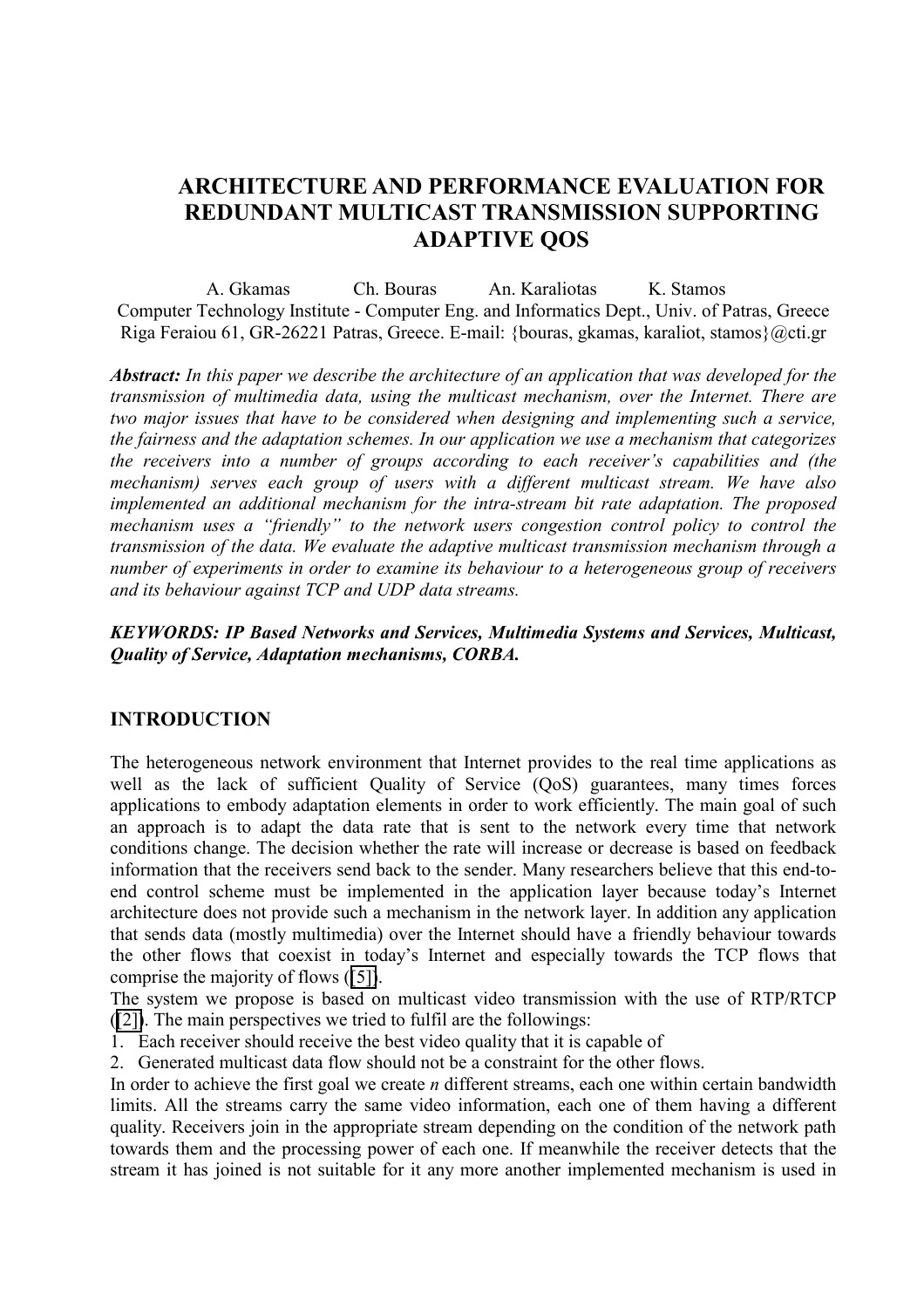# ARCHITECTURE AND PERFORMANCE EVALUATION FOR REDUNDANT MULTICAST TRANSMISSION SUPPORTING ADAPTIVE QOS

A. Gkamas Ch. Bouras An. Karaliotas K. Stamos

Computer Technology Institute - Computer Eng. and Informatics Dept., Univ. of Patras, Greece
Riga Feraiou 61, GR-26221 Patras, Greece. E-mail: {bouras, gkamas, karaliot, stamos}@cti.gr

***Abstract:*** *In this paper we describe the architecture of an application that was developed for the transmission of multimedia data, using the multicast mechanism, over the Internet. There are two major issues that have to be considered when designing and implementing such a service, the fairness and the adaptation schemes. In our application we use a mechanism that categorizes the receivers into a number of groups according to each receiver's capabilities and (the mechanism) serves each group of users with a different multicast stream. We have also implemented an additional mechanism for the intra-stream bit rate adaptation. The proposed mechanism uses a "friendly" to the network users congestion control policy to control the transmission of the data. We evaluate the adaptive multicast transmission mechanism through a number of experiments in order to examine its behaviour to a heterogeneous group of receivers and its behaviour against TCP and UDP data streams.*

***KEYWORDS: IP Based Networks and Services, Multimedia Systems and Services, Multicast, Quality of Service, Adaptation mechanisms, CORBA.***

## INTRODUCTION

The heterogeneous network environment that Internet provides to the real time applications as well as the lack of sufficient Quality of Service (QoS) guarantees, many times forces applications to embody adaptation elements in order to work efficiently. The main goal of such an approach is to adapt the data rate that is sent to the network every time that network conditions change. The decision whether the rate will increase or decrease is based on feedback information that the receivers send back to the sender. Many researchers believe that this end-to-end control scheme must be implemented in the application layer because today's Internet architecture does not provide such a mechanism in the network layer. In addition any application that sends data (mostly multimedia) over the Internet should have a friendly behaviour towards the other flows that coexist in today's Internet and especially towards the TCP flows that comprise the majority of flows ([5]).

The system we propose is based on multicast video transmission with the use of RTP/RTCP ([2]). The main perspectives we tried to fulfil are the followings:

1. Each receiver should receive the best video quality that it is capable of
2. Generated multicast data flow should not be a constraint for the other flows.

In order to achieve the first goal we create *n* different streams, each one within certain bandwidth limits. All the streams carry the same video information, each one of them having a different quality. Receivers join in the appropriate stream depending on the condition of the network path towards them and the processing power of each one. If meanwhile the receiver detects that the stream it has joined is not suitable for it any more another implemented mechanism is used in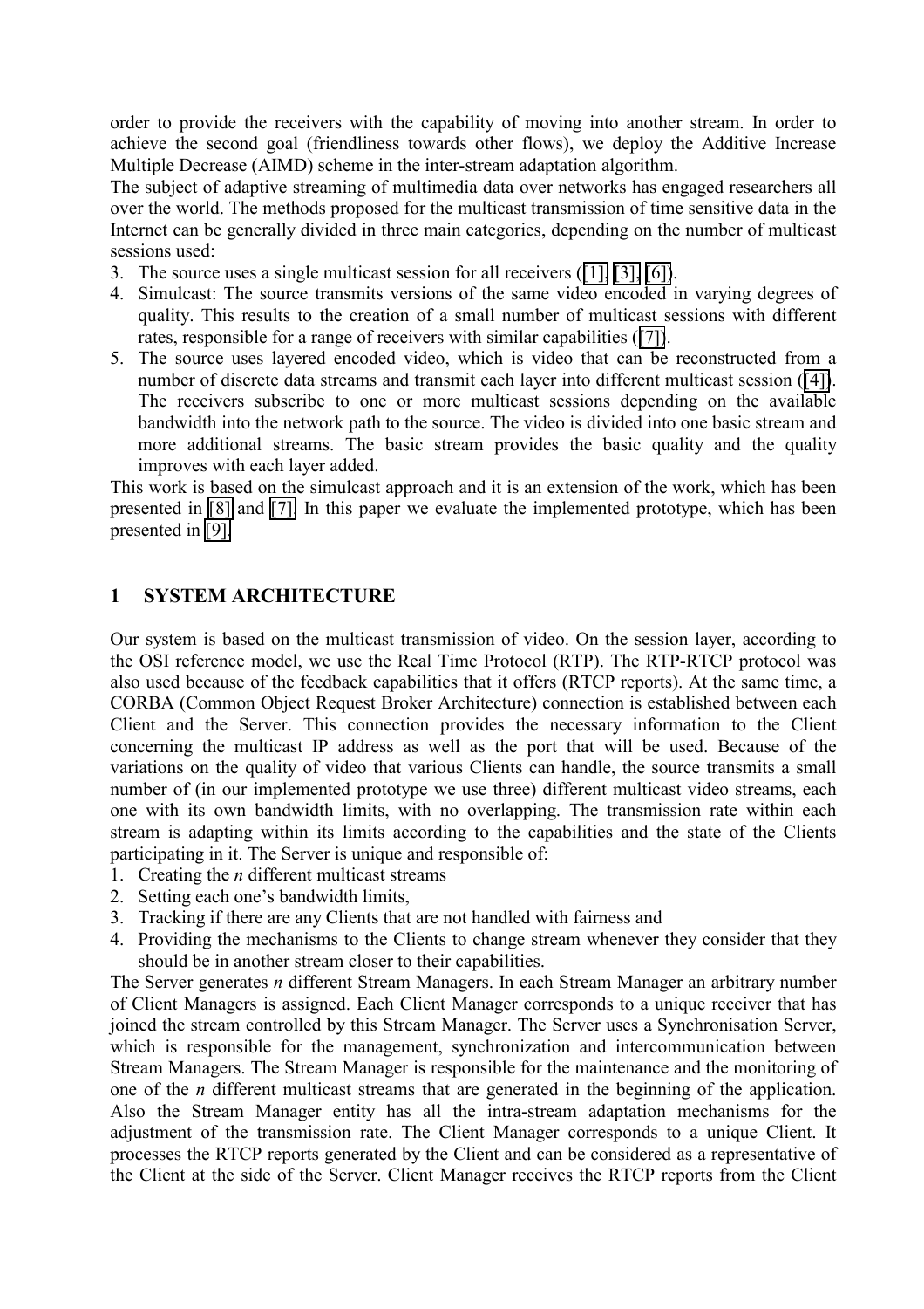order to provide the receivers with the capability of moving into another stream. In order to achieve the second goal (friendliness towards other flows), we deploy the Additive Increase Multiple Decrease (AIMD) scheme in the inter-stream adaptation algorithm.

The subject of adaptive streaming of multimedia data over networks has engaged researchers all over the world. The methods proposed for the multicast transmission of time sensitive data in the Internet can be generally divided in three main categories, depending on the number of multicast sessions used:

3. The source uses a single multicast session for all receivers ([1], [3], [6]).
4. Simulcast: The source transmits versions of the same video encoded in varying degrees of quality. This results to the creation of a small number of multicast sessions with different rates, responsible for a range of receivers with similar capabilities ([7]).
5. The source uses layered encoded video, which is video that can be reconstructed from a number of discrete data streams and transmit each layer into different multicast session ([4]). The receivers subscribe to one or more multicast sessions depending on the available bandwidth into the network path to the source. The video is divided into one basic stream and more additional streams. The basic stream provides the basic quality and the quality improves with each layer added.

This work is based on the simulcast approach and it is an extension of the work, which has been presented in [8] and [7]. In this paper we evaluate the implemented prototype, which has been presented in [9].

## 1 SYSTEM ARCHITECTURE

Our system is based on the multicast transmission of video. On the session layer, according to the OSI reference model, we use the Real Time Protocol (RTP). The RTP-RTCP protocol was also used because of the feedback capabilities that it offers (RTCP reports). At the same time, a CORBA (Common Object Request Broker Architecture) connection is established between each Client and the Server. This connection provides the necessary information to the Client concerning the multicast IP address as well as the port that will be used. Because of the variations on the quality of video that various Clients can handle, the source transmits a small number of (in our implemented prototype we use three) different multicast video streams, each one with its own bandwidth limits, with no overlapping. The transmission rate within each stream is adapting within its limits according to the capabilities and the state of the Clients participating in it. The Server is unique and responsible of:

1. Creating the *n* different multicast streams
2. Setting each one's bandwidth limits,
3. Tracking if there are any Clients that are not handled with fairness and
4. Providing the mechanisms to the Clients to change stream whenever they consider that they should be in another stream closer to their capabilities.

The Server generates *n* different Stream Managers. In each Stream Manager an arbitrary number of Client Managers is assigned. Each Client Manager corresponds to a unique receiver that has joined the stream controlled by this Stream Manager. The Server uses a Synchronisation Server, which is responsible for the management, synchronization and intercommunication between Stream Managers. The Stream Manager is responsible for the maintenance and the monitoring of one of the *n* different multicast streams that are generated in the beginning of the application. Also the Stream Manager entity has all the intra-stream adaptation mechanisms for the adjustment of the transmission rate. The Client Manager corresponds to a unique Client. It processes the RTCP reports generated by the Client and can be considered as a representative of the Client at the side of the Server. Client Manager receives the RTCP reports from the Client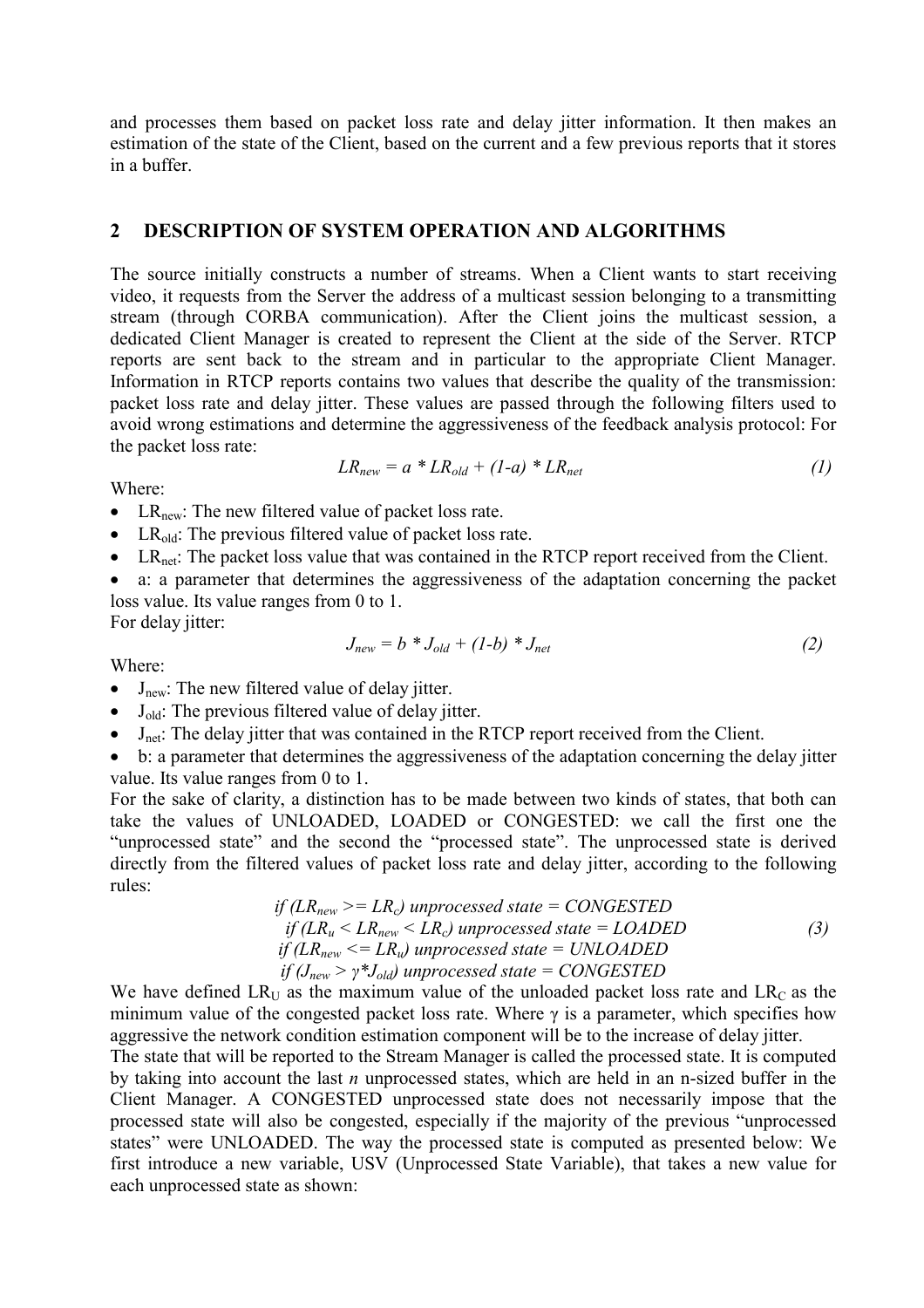and processes them based on packet loss rate and delay jitter information. It then makes an estimation of the state of the Client, based on the current and a few previous reports that it stores in a buffer.

## 2 DESCRIPTION OF SYSTEM OPERATION AND ALGORITHMS

The source initially constructs a number of streams. When a Client wants to start receiving video, it requests from the Server the address of a multicast session belonging to a transmitting stream (through CORBA communication). After the Client joins the multicast session, a dedicated Client Manager is created to represent the Client at the side of the Server. RTCP reports are sent back to the stream and in particular to the appropriate Client Manager. Information in RTCP reports contains two values that describe the quality of the transmission: packet loss rate and delay jitter. These values are passed through the following filters used to avoid wrong estimations and determine the aggressiveness of the feedback analysis protocol: For the packet loss rate:

$$LR_{new} = a * LR_{old} + (1-a) * LR_{net} \tag{1}$$

Where:

- $LR_{new}$: The new filtered value of packet loss rate.
- $LR_{old}$: The previous filtered value of packet loss rate.
- $LR_{net}$: The packet loss value that was contained in the RTCP report received from the Client.
- a: a parameter that determines the aggressiveness of the adaptation concerning the packet loss value. Its value ranges from 0 to 1.

For delay jitter:

$$J_{new} = b * J_{old} + (1-b) * J_{net} \tag{2}$$

Where:

- $J_{new}$: The new filtered value of delay jitter.
- $J_{old}$: The previous filtered value of delay jitter.
- $J_{net}$: The delay jitter that was contained in the RTCP report received from the Client.
- b: a parameter that determines the aggressiveness of the adaptation concerning the delay jitter value. Its value ranges from 0 to 1.

For the sake of clarity, a distinction has to be made between two kinds of states, that both can take the values of UNLOADED, LOADED or CONGESTED: we call the first one the "unprocessed state" and the second the "processed state". The unprocessed state is derived directly from the filtered values of packet loss rate and delay jitter, according to the following rules:

$$\begin{aligned}
&\text{if } (LR_{new} >= LR_c) \text{ unprocessed state} = \text{CONGESTED} \\
&\text{if } (LR_u < LR_{new} < LR_c) \text{ unprocessed state} = \text{LOADED} \\
&\text{if } (LR_{new} <= LR_u) \text{ unprocessed state} = \text{UNLOADED} \\
&\text{if } (J_{new} > \gamma * J_{old}) \text{ unprocessed state} = \text{CONGESTED}
\end{aligned} \tag{3}$$

We have defined $LR_U$ as the maximum value of the unloaded packet loss rate and $LR_C$ as the minimum value of the congested packet loss rate. Where $\gamma$ is a parameter, which specifies how aggressive the network condition estimation component will be to the increase of delay jitter.

The state that will be reported to the Stream Manager is called the processed state. It is computed by taking into account the last *n* unprocessed states, which are held in an n-sized buffer in the Client Manager. A CONGESTED unprocessed state does not necessarily impose that the processed state will also be congested, especially if the majority of the previous "unprocessed states" were UNLOADED. The way the processed state is computed as presented below: We first introduce a new variable, USV (Unprocessed State Variable), that takes a new value for each unprocessed state as shown: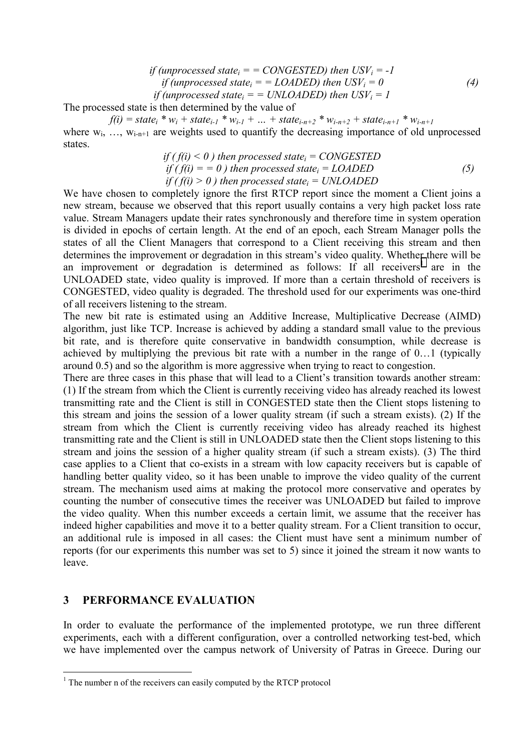$$\begin{aligned}
&\textit{if (unprocessed state}_i == \textit{CONGESTED) then } USV_i = -1 \\
&\textit{if (unprocessed state}_i == \textit{LOADED) then } USV_i = 0 \\
&\textit{if (unprocessed state}_i == \textit{UNLOADED) then } USV_i = 1
\end{aligned} \tag{4}$$

The processed state is then determined by the value of

$$f(i) = state_i * w_i + state_{i-1} * w_{i-1} + \ldots + state_{i-n+2} * w_{i-n+2} + state_{i-n+1} * w_{i-n+1}$$

where $w_i$, …, $w_{i-n+1}$ are weights used to quantify the decreasing importance of old unprocessed states.

$$\begin{aligned}
&\textit{if ( f(i) < 0 ) then processed state}_i = \textit{CONGESTED} \\
&\textit{if ( f(i) == 0 ) then processed state}_i = \textit{LOADED} \\
&\textit{if ( f(i) > 0 ) then processed state}_i = \textit{UNLOADED}
\end{aligned} \tag{5}$$

We have chosen to completely ignore the first RTCP report since the moment a Client joins a new stream, because we observed that this report usually contains a very high packet loss rate value. Stream Managers update their rates synchronously and therefore time in system operation is divided in epochs of certain length. At the end of an epoch, each Stream Manager polls the states of all the Client Managers that correspond to a Client receiving this stream and then determines the improvement or degradation in this stream's video quality. Whether there will be an improvement or degradation is determined as follows: If all receivers[1] are in the UNLOADED state, video quality is improved. If more than a certain threshold of receivers is CONGESTED, video quality is degraded. The threshold used for our experiments was one-third of all receivers listening to the stream.

The new bit rate is estimated using an Additive Increase, Multiplicative Decrease (AIMD) algorithm, just like TCP. Increase is achieved by adding a standard small value to the previous bit rate, and is therefore quite conservative in bandwidth consumption, while decrease is achieved by multiplying the previous bit rate with a number in the range of 0…1 (typically around 0.5) and so the algorithm is more aggressive when trying to react to congestion.

There are three cases in this phase that will lead to a Client's transition towards another stream: (1) If the stream from which the Client is currently receiving video has already reached its lowest transmitting rate and the Client is still in CONGESTED state then the Client stops listening to this stream and joins the session of a lower quality stream (if such a stream exists). (2) If the stream from which the Client is currently receiving video has already reached its highest transmitting rate and the Client is still in UNLOADED state then the Client stops listening to this stream and joins the session of a higher quality stream (if such a stream exists). (3) The third case applies to a Client that co-exists in a stream with low capacity receivers but is capable of handling better quality video, so it has been unable to improve the video quality of the current stream. The mechanism used aims at making the protocol more conservative and operates by counting the number of consecutive times the receiver was UNLOADED but failed to improve the video quality. When this number exceeds a certain limit, we assume that the receiver has indeed higher capabilities and move it to a better quality stream. For a Client transition to occur, an additional rule is imposed in all cases: the Client must have sent a minimum number of reports (for our experiments this number was set to 5) since it joined the stream it now wants to leave.

## 3 PERFORMANCE EVALUATION

In order to evaluate the performance of the implemented prototype, we run three different experiments, each with a different configuration, over a controlled networking test-bed, which we have implemented over the campus network of University of Patras in Greece. During our

[1] The number n of the receivers can easily computed by the RTCP protocol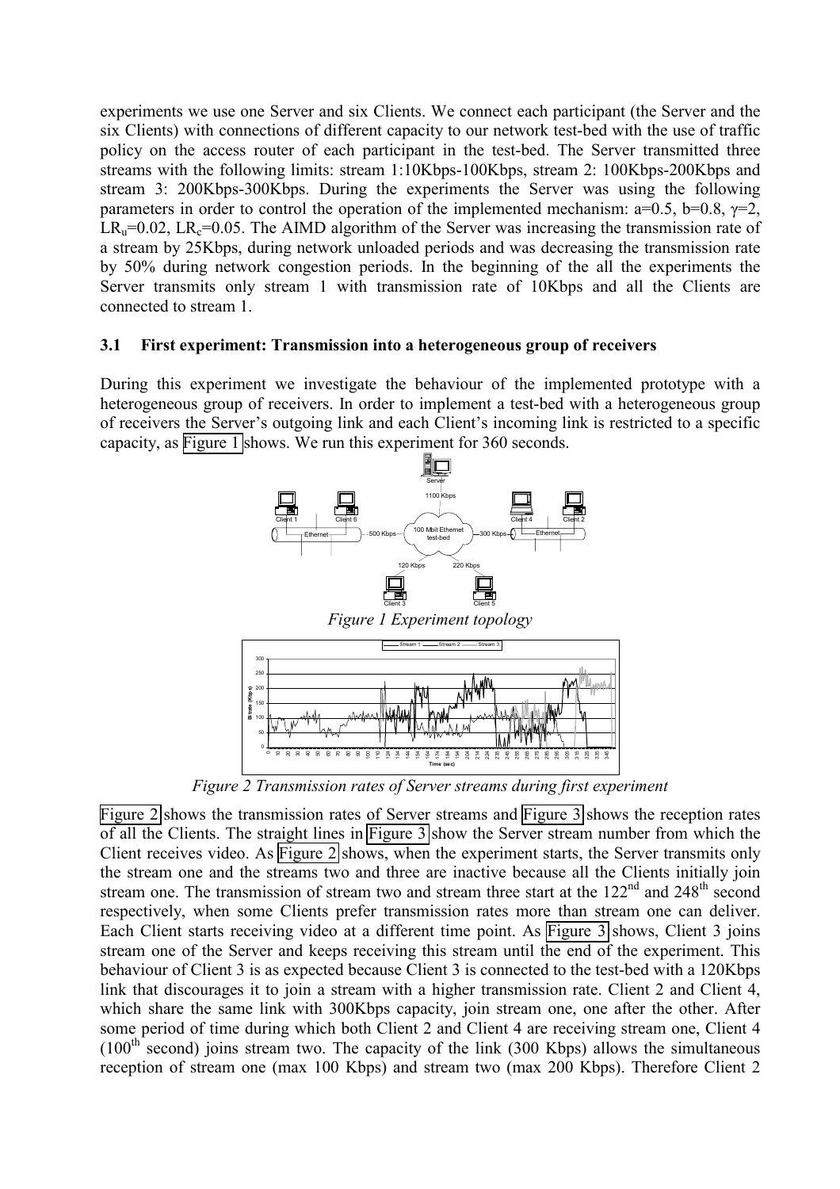experiments we use one Server and six Clients. We connect each participant (the Server and the six Clients) with connections of different capacity to our network test-bed with the use of traffic policy on the access router of each participant in the test-bed. The Server transmitted three streams with the following limits: stream 1:10Kbps-100Kbps, stream 2: 100Kbps-200Kbps and stream 3: 200Kbps-300Kbps. During the experiments the Server was using the following parameters in order to control the operation of the implemented mechanism: a=0.5, b=0.8, $\gamma$=2, $LR_u$=0.02, $LR_c$=0.05. The AIMD algorithm of the Server was increasing the transmission rate of a stream by 25Kbps, during network unloaded periods and was decreasing the transmission rate by 50% during network congestion periods. In the beginning of the all the experiments the Server transmits only stream 1 with transmission rate of 10Kbps and all the Clients are connected to stream 1.

### 3.1 First experiment: Transmission into a heterogeneous group of receivers

During this experiment we investigate the behaviour of the implemented prototype with a heterogeneous group of receivers. In order to implement a test-bed with a heterogeneous group of receivers the Server's outgoing link and each Client's incoming link is restricted to a specific capacity, as Figure 1 shows. We run this experiment for 360 seconds.

*Figure 1 Experiment topology*

*Figure 2 Transmission rates of Server streams during first experiment*

Figure 2 shows the transmission rates of Server streams and Figure 3 shows the reception rates of all the Clients. The straight lines in Figure 3 show the Server stream number from which the Client receives video. As Figure 2 shows, when the experiment starts, the Server transmits only the stream one and the streams two and three are inactive because all the Clients initially join stream one. The transmission of stream two and stream three start at the 122[nd] and 248[th] second respectively, when some Clients prefer transmission rates more than stream one can deliver. Each Client starts receiving video at a different time point. As Figure 3 shows, Client 3 joins stream one of the Server and keeps receiving this stream until the end of the experiment. This behaviour of Client 3 is as expected because Client 3 is connected to the test-bed with a 120Kbps link that discourages it to join a stream with a higher transmission rate. Client 2 and Client 4, which share the same link with 300Kbps capacity, join stream one, one after the other. After some period of time during which both Client 2 and Client 4 are receiving stream one, Client 4 (100[th] second) joins stream two. The capacity of the link (300 Kbps) allows the simultaneous reception of stream one (max 100 Kbps) and stream two (max 200 Kbps). Therefore Client 2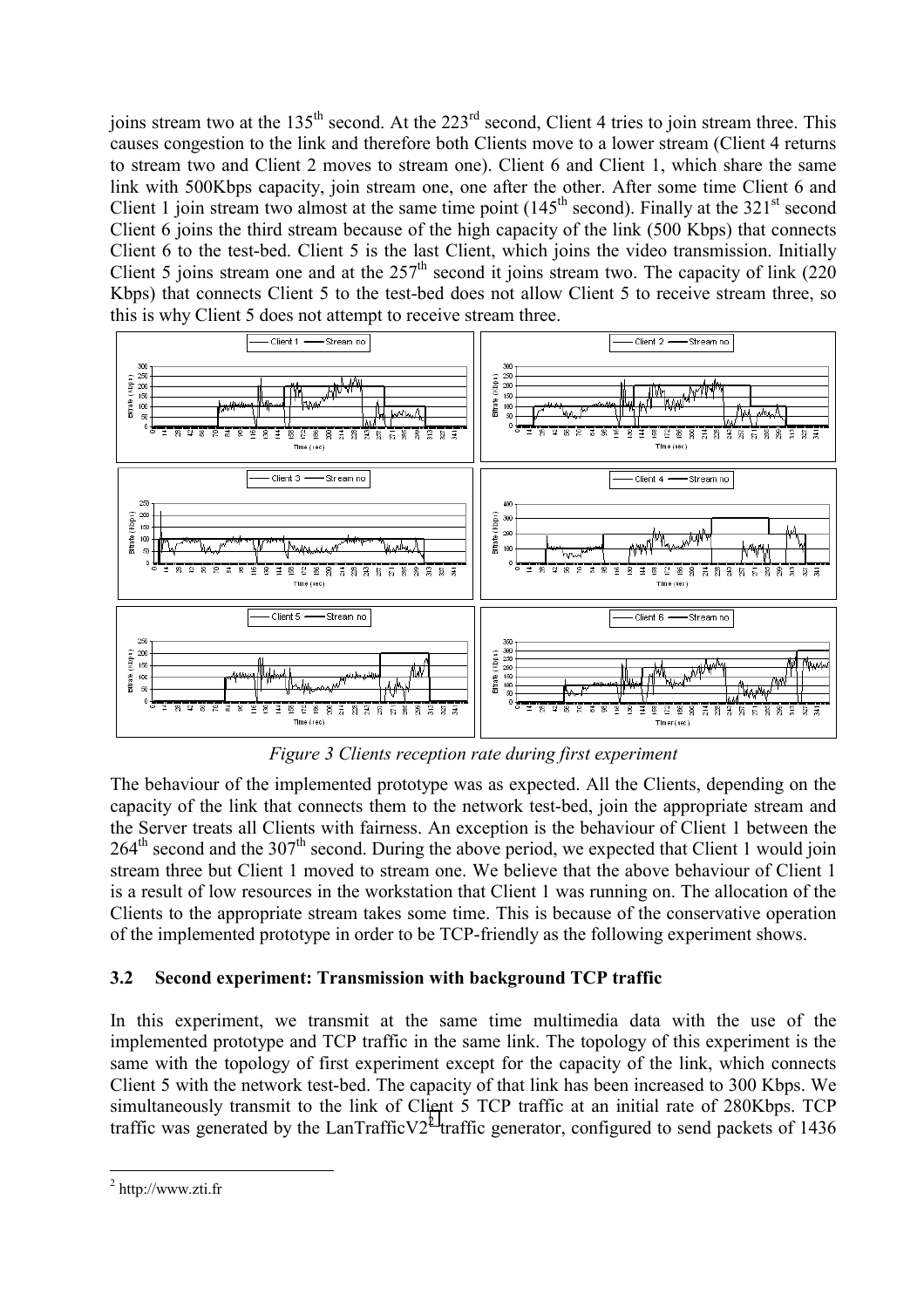joins stream two at the 135[th] second. At the 223[rd] second, Client 4 tries to join stream three. This causes congestion to the link and therefore both Clients move to a lower stream (Client 4 returns to stream two and Client 2 moves to stream one). Client 6 and Client 1, which share the same link with 500Kbps capacity, join stream one, one after the other. After some time Client 6 and Client 1 join stream two almost at the same time point (145[th] second). Finally at the 321[st] second Client 6 joins the third stream because of the high capacity of the link (500 Kbps) that connects Client 6 to the test-bed. Client 5 is the last Client, which joins the video transmission. Initially Client 5 joins stream one and at the 257[th] second it joins stream two. The capacity of link (220 Kbps) that connects Client 5 to the test-bed does not allow Client 5 to receive stream three, so this is why Client 5 does not attempt to receive stream three.

*Figure 3 Clients reception rate during first experiment*

The behaviour of the implemented prototype was as expected. All the Clients, depending on the capacity of the link that connects them to the network test-bed, join the appropriate stream and the Server treats all Clients with fairness. An exception is the behaviour of Client 1 between the 264[th] second and the 307[th] second. During the above period, we expected that Client 1 would join stream three but Client 1 moved to stream one. We believe that the above behaviour of Client 1 is a result of low resources in the workstation that Client 1 was running on. The allocation of the Clients to the appropriate stream takes some time. This is because of the conservative operation of the implemented prototype in order to be TCP-friendly as the following experiment shows.

### 3.2 Second experiment: Transmission with background TCP traffic

In this experiment, we transmit at the same time multimedia data with the use of the implemented prototype and TCP traffic in the same link. The topology of this experiment is the same with the topology of first experiment except for the capacity of the link, which connects Client 5 with the network test-bed. The capacity of that link has been increased to 300 Kbps. We simultaneously transmit to the link of Client 5 TCP traffic at an initial rate of 280Kbps. TCP traffic was generated by the LanTrafficV2[2] traffic generator, configured to send packets of 1436

[2] http://www.zti.fr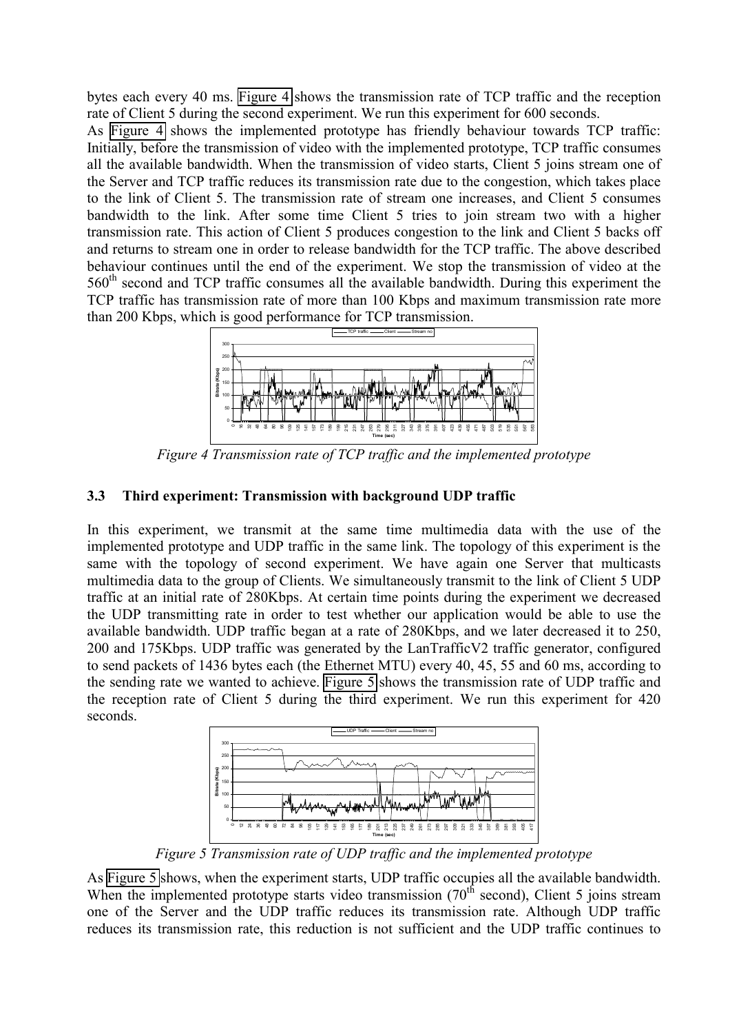bytes each every 40 ms. Figure 4 shows the transmission rate of TCP traffic and the reception rate of Client 5 during the second experiment. We run this experiment for 600 seconds.

As Figure 4 shows the implemented prototype has friendly behaviour towards TCP traffic: Initially, before the transmission of video with the implemented prototype, TCP traffic consumes all the available bandwidth. When the transmission of video starts, Client 5 joins stream one of the Server and TCP traffic reduces its transmission rate due to the congestion, which takes place to the link of Client 5. The transmission rate of stream one increases, and Client 5 consumes bandwidth to the link. After some time Client 5 tries to join stream two with a higher transmission rate. This action of Client 5 produces congestion to the link and Client 5 backs off and returns to stream one in order to release bandwidth for the TCP traffic. The above described behaviour continues until the end of the experiment. We stop the transmission of video at the 560[th] second and TCP traffic consumes all the available bandwidth. During this experiment the TCP traffic has transmission rate of more than 100 Kbps and maximum transmission rate more than 200 Kbps, which is good performance for TCP transmission.

*Figure 4 Transmission rate of TCP traffic and the implemented prototype*

### 3.3 Third experiment: Transmission with background UDP traffic

In this experiment, we transmit at the same time multimedia data with the use of the implemented prototype and UDP traffic in the same link. The topology of this experiment is the same with the topology of second experiment. We have again one Server that multicasts multimedia data to the group of Clients. We simultaneously transmit to the link of Client 5 UDP traffic at an initial rate of 280Kbps. At certain time points during the experiment we decreased the UDP transmitting rate in order to test whether our application would be able to use the available bandwidth. UDP traffic began at a rate of 280Kbps, and we later decreased it to 250, 200 and 175Kbps. UDP traffic was generated by the LanTrafficV2 traffic generator, configured to send packets of 1436 bytes each (the Ethernet MTU) every 40, 45, 55 and 60 ms, according to the sending rate we wanted to achieve. Figure 5 shows the transmission rate of UDP traffic and the reception rate of Client 5 during the third experiment. We run this experiment for 420 seconds.

*Figure 5 Transmission rate of UDP traffic and the implemented prototype*

As Figure 5 shows, when the experiment starts, UDP traffic occupies all the available bandwidth. When the implemented prototype starts video transmission (70[th] second), Client 5 joins stream one of the Server and the UDP traffic reduces its transmission rate. Although UDP traffic reduces its transmission rate, this reduction is not sufficient and the UDP traffic continues to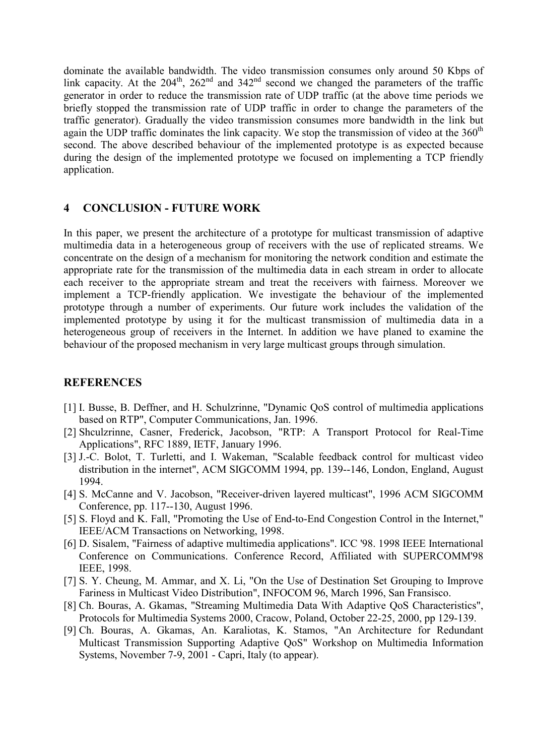dominate the available bandwidth. The video transmission consumes only around 50 Kbps of link capacity. At the 204th, 262nd and 342nd second we changed the parameters of the traffic generator in order to reduce the transmission rate of UDP traffic (at the above time periods we briefly stopped the transmission rate of UDP traffic in order to change the parameters of the traffic generator). Gradually the video transmission consumes more bandwidth in the link but again the UDP traffic dominates the link capacity. We stop the transmission of video at the 360th second. The above described behaviour of the implemented prototype is as expected because during the design of the implemented prototype we focused on implementing a TCP friendly application.

## 4 CONCLUSION - FUTURE WORK

In this paper, we present the architecture of a prototype for multicast transmission of adaptive multimedia data in a heterogeneous group of receivers with the use of replicated streams. We concentrate on the design of a mechanism for monitoring the network condition and estimate the appropriate rate for the transmission of the multimedia data in each stream in order to allocate each receiver to the appropriate stream and treat the receivers with fairness. Moreover we implement a TCP-friendly application. We investigate the behaviour of the implemented prototype through a number of experiments. Our future work includes the validation of the implemented prototype by using it for the multicast transmission of multimedia data in a heterogeneous group of receivers in the Internet. In addition we have planed to examine the behaviour of the proposed mechanism in very large multicast groups through simulation.

## REFERENCES

[1] I. Busse, B. Deffner, and H. Schulzrinne, "Dynamic QoS control of multimedia applications based on RTP", Computer Communications, Jan. 1996.

[2] Shculzrinne, Casner, Frederick, Jacobson, "RTP: A Transport Protocol for Real-Time Applications", RFC 1889, IETF, January 1996.

[3] J.-C. Bolot, T. Turletti, and I. Wakeman, "Scalable feedback control for multicast video distribution in the internet", ACM SIGCOMM 1994, pp. 139--146, London, England, August 1994.

[4] S. McCanne and V. Jacobson, "Receiver-driven layered multicast", 1996 ACM SIGCOMM Conference, pp. 117--130, August 1996.

[5] S. Floyd and K. Fall, "Promoting the Use of End-to-End Congestion Control in the Internet," IEEE/ACM Transactions on Networking, 1998.

[6] D. Sisalem, "Fairness of adaptive multimedia applications". ICC '98. 1998 IEEE International Conference on Communications. Conference Record, Affiliated with SUPERCOMM'98 IEEE, 1998.

[7] S. Y. Cheung, M. Ammar, and X. Li, "On the Use of Destination Set Grouping to Improve Fariness in Multicast Video Distribution", INFOCOM 96, March 1996, San Fransisco.

[8] Ch. Bouras, A. Gkamas, "Streaming Multimedia Data With Adaptive QoS Characteristics", Protocols for Multimedia Systems 2000, Cracow, Poland, October 22-25, 2000, pp 129-139.

[9] Ch. Bouras, A. Gkamas, An. Karaliotas, K. Stamos, "An Architecture for Redundant Multicast Transmission Supporting Adaptive QoS" Workshop on Multimedia Information Systems, November 7-9, 2001 - Capri, Italy (to appear).